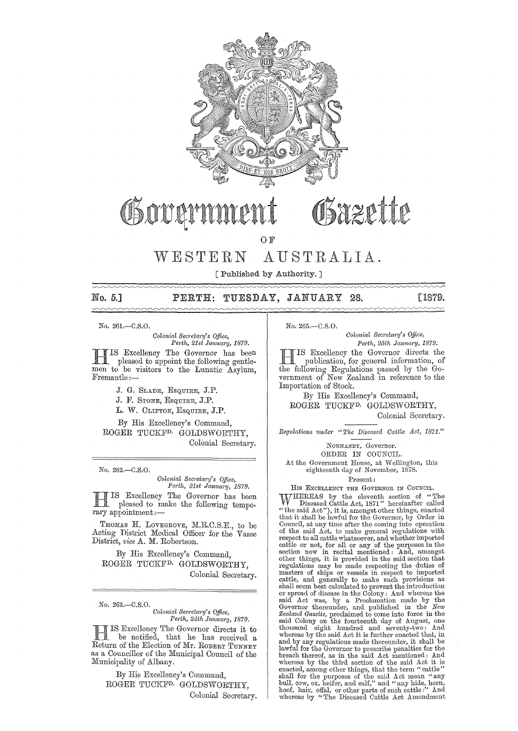# Government Gazette

## OF

# WESTERN AUSTRALIA.

[ Published by Authority. ]

**No. 5.] PERTH: TUESDAY, JANUARY 28. [1879.**

No. 261.—C.S.O.

*Colonial Secretary's Office,*
*Perth, 21st January, 1879.*

HIS Excellency The Governor has been pleased to appoint the following gentlemen to be visitors to the Lunatic Asylum, Fremantle:—

J. G. SLADE, ESQUIRE, J.P.
J. F. STONE, ESQUIRE, J.P.
L. W. CLIFTON, ESQUIRE, J.P.

By His Excellency's Command,
ROGER TUCKFD. GOLDSWORTHY,
Colonial Secretary.

---

No. 262.—C.S.O.

*Colonial Secretary's Office,*
*Perth, 21st January, 1879.*

HIS Excellency The Governor has been pleased to make the following temporary appointment:—

THOMAS H. LOVEGROVE, M.R.C.S.E., to be Acting District Medical Officer for the Vasse District, *vice* A. M. Robertson.

By His Excellency's Command,
ROGER TUCKFD. GOLDSWORTHY,
Colonial Secretary.

---

No. 263.—C.S.O.

*Colonial Secretary's Office,*
*Perth, 24th January, 1879.*

HIS Excellency The Governor directs it to be notified, that he has received a Return of the Election of Mr. ROBERT TUNNEY as a Councillor of the Municipal Council of the Municipality of Albany.

By His Excellency's Command,
ROGER TUCKFD. GOLDSWORTHY,
Colonial Secretary.

---

No. 265.—C.S.O.

*Colonial Secretary's Office,*
*Perth, 25th January, 1879.*

HIS Excellency the Governor directs the publication, for general information, of the following Regulations passed by the Government of New Zealand in reference to the Importation of Stock.

By His Excellency's Command,
ROGER TUCKFD. GOLDSWORTHY,
Colonial Secretary.

---

*Regulations under "The Diseased Cattle Act, 1871."*

NORMANBY, Governor.
ORDER IN COUNCIL.
At the Government House, at Wellington, this eighteenth day of November, 1878.

Present:
HIS EXCELLENCY THE GOVERNOR IN COUNCIL.

WHEREAS by the eleventh section of "The Diseased Cattle Act, 1871" hereinafter called "the said Act"), it is, amongst other things, enacted that it shall be lawful for the Governor, by Order in Council, at any time after the coming into operation of the said Act, to make general regulations with respect to all cattle whatsoever, and whether imported cattle or not, for all or any of the purposes in the section now in recital mentioned: And, amongst other things, it is provided in the said section that regulations may be made respecting the duties of masters of ships or vessels in respect to imported cattle, and generally to make such provisions as shall seem best calculated to prevent the introduction or spread of disease in the Colony: And whereas the said Act was, by a Proclamation made by the Governor thereunder, and published in the *New Zealand Gazette*, proclaimed to come into force in the said Colony on the fourteenth day of August, one thousand eight hundred and seventy-two: And whereas by the said Act it is further enacted that, in and by any regulations made thereunder, it shall be lawful for the Governor to prescribe penalties for the breach thereof, as in the said Act mentioned: And whereas by the third section of the said Act it is enacted, among other things, that the term "cattle" shall for the purposes of the said Act mean "any bull, cow, ox, heifer, and calf," and "any hide, horn, hoof, hair, offal, or other parts of such cattle:" And whereas by "The Diseased Cattle Act Amendment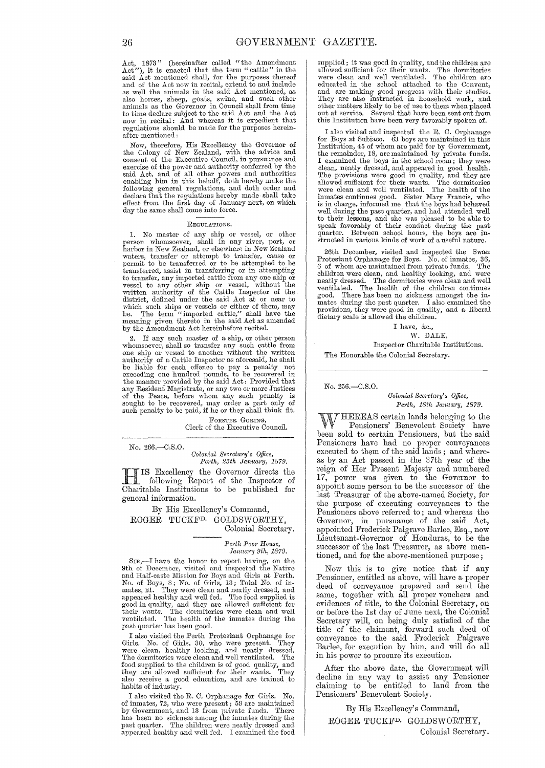Act, 1873" (hereinafter called "the Amendment Act"), it is enacted that the term "cattle" in the said Act mentioned shall, for the purposes thereof and of the Act now in recital, extend to and include as well the animals in the said Act mentioned, as also horses, sheep, goats, swine, and such other animals as the Governor in Council shall from time to time declare subject to the said Act and the Act now in recital: And whereas it is expedient that regulations should be made for the purposes hereinafter mentioned:

Now, therefore, His Excellency the Governor of the Colony of New Zealand, with the advice and consent of the Executive Council, in pursuance and exercise of the power and authority conferred by the said Act, and of all other powers and authorities enabling him in this behalf, doth hereby make the following general regulations, and doth order and declare that the regulations hereby made shall take effect from the first day of January next, on which day the same shall come into force.

### Regulations.

1. No master of any ship or vessel, or other person whomsoever, shall in any river, port, or harbor in New Zealand, or elsewhere in New Zealand waters, transfer or attempt to transfer, cause or permit to be transferred or to be attempted to be transferred, assist in transferring or in attempting to transfer, any imported cattle from any one ship or vessel to any other ship or vessel, without the written authority of the Cattle Inspector of the district, defined under the said Act at or near to which such ships or vessels or either of them, may be. The term "imported cattle," shall have the meaning given thereto in the said Act as amended by the Amendment Act hereinbefore recited.

2. If any such master of a ship, or other person whomsoever, shall so transfer any such cattle from one ship or vessel to another without the written authority of a Cattle Inspector as aforesaid, he shall be liable for each offence to pay a penalty not exceeding one hundred pounds, to be recovered in the manner provided by the said Act: Provided that any Resident Magistrate, or any two or more Justices of the Peace, before whom any such penalty is sought to be recovered, may order a part only of such penalty to be paid, if he or they shall think fit.

FORSTER GORING,
Clerk of the Executive Council.

---

No. 266.—C.S.O.

*Colonial Secretary's Office,*
*Perth, 25th January, 1879.*

HIS Excellency the Governor directs the following Report of the Inspector of Charitable Institutions to be published for general information.

By His Excellency's Command,
ROGER TUCKFD. GOLDSWORTHY,
Colonial Secretary.

*Perth Poor House,*
*January 9th, 1879.*

SIR,—I have the honor to report having, on the 9th of December, visited and inspected the Native and Half-caste Mission for Boys and Girls at Perth. No. of Boys, 8; No. of Girls, 13; Total No. of inmates, 21. They were clean and neatly dressed, and appeared healthy and well fed. The food supplied is good in quality, and they are allowed sufficient for their wants. The dormitories were clean and well ventilated. The health of the inmates during the past quarter has been good.

I also visited the Perth Protestant Orphanage for Girls. No. of Girls, 30, who were present. They were clean, healthy looking, and neatly dressed. The dormitories were clean and well ventilated. The food supplied to the children is of good quality, and they are allowed sufficient for their wants. They also receive a good education, and are trained to habits of industry.

I also visited the R. C. Orphanage for Girls. No. of inmates, 72, who were present; 59 are maintained by Government, and 13 from private funds. There has been no sickness among the inmates during the past quarter. The children were neatly dressed and appeared healthy and well fed. I examined the food supplied; it was good in quality, and the children are allowed sufficient for their wants. The dormitories were clean and well ventilated. The children are educated in the school attached to the Convent, and are making good progress with their studies. They are also instructed in household work, and other matters likely to be of use to them when placed out at service. Several that have been sent out from this Institution have been very favorably spoken of.

I also visited and inspected the R. C. Orphanage for Boys at Subiaco. 63 boys are maintained in this Institution, 45 of whom are paid for by Government, the remainder, 18, are maintained by private funds. I examined the boys in the school room; they were clean, neatly dressed, and appeared in good health. The provisions were good in quality, and they are allowed sufficient for their wants. The dormitories were clean and well ventilated. The health of the inmates continues good. Sister Mary Francis, who is in charge, informed me that the boys had behaved well during the past quarter, and had attended well to their lessons, and she was pleased to be able to speak favorably of their conduct during the past quarter. Between school hours, the boys are instructed in various kinds of work of a useful nature.

26th December, visited and inspected the Swan Protestant Orphanage for Boys. No. of inmates, 36, 6 of whom are maintained from private funds. The children were clean, and healthy looking, and were neatly dressed. The dormitories were clean and well ventilated. The health of the children continues good. There has been no sickness amongst the inmates during the past quarter. I also examined the provisions, they were good in quality, and a liberal dietary scale is allowed the children.

I have, &c.,
W. DALE,
Inspector Charitable Institutions.

The Honorable the Colonial Secretary.

---

No. 256.—C.S.O.

*Colonial Secretary's Office,*
*Perth, 18th January, 1879.*

WHEREAS certain lands belonging to the Pensioners' Benevolent Society have been sold to certain Pensioners, but the said Pensioners have had no proper conveyances executed to them of the said lands; and whereas by an Act passed in the 37th year of the reign of Her Present Majesty and numbered 17, power was given to the Governor to appoint some person to be the successor of the last Treasurer of the above-named Society, for the purpose of executing conveyances to the Pensioners above referred to; and whereas the Governor, in pursuance of the said Act, appointed Frederick Palgrave Barlee, Esq., now Lieutenant-Governor of Honduras, to be the successor of the last Treasurer, as above mentioned, and for the above-mentioned purpose;

Now this is to give notice that if any Pensioner, entitled as above, will have a proper deed of conveyance prepared and send the same, together with all proper vouchers and evidences of title, to the Colonial Secretary, on or before the 1st day of June next, the Colonial Secretary will, on being duly satisfied of the title of the claimant, forward such deed of conveyance to the said Frederick Palgrave Barlee, for execution by him, and will do all in his power to procure its execution.

After the above date, the Government will decline in any way to assist any Pensioner claiming to be entitled to land from the Pensioners' Benevolent Society.

By His Excellency's Command,
ROGER TUCKFD. GOLDSWORTHY,
Colonial Secretary.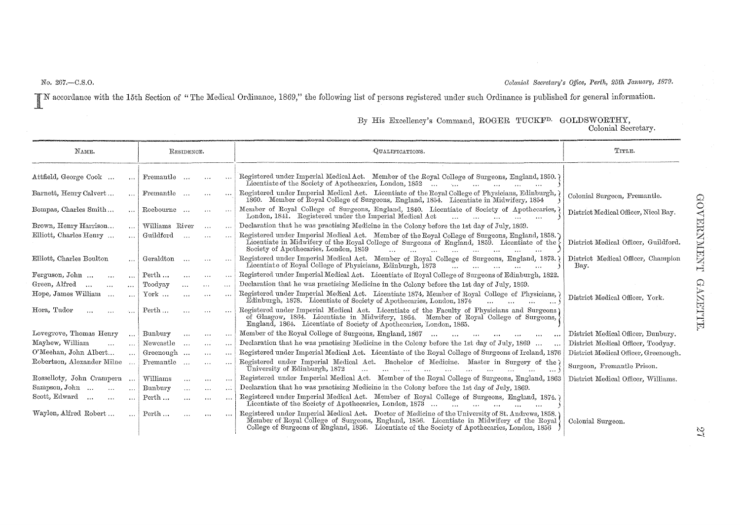No. 267.—C.S.O.

*Colonial Secretary's Office, Perth, 25th January, 1879.*

IN accordance with the 15th Section of "The Medical Ordinance, 1869," the following list of persons registered under such Ordinance is published for general information.

By His Excellency's Command, ROGER TUCKFD. GOLDSWORTHY,
Colonial Secretary.

| NAME. | RESIDENCE. | QUALIFICATIONS. | TITLE. |
|---|---|---|---|
| Attfield, George Cook ... | Fremantle ... | Registered under Imperial Medical Act. Member of the Royal College of Surgeons, England, 1850. Licentiate of the Society of Apothecaries, London, 1852 | |
| Barnett, Henry Calvert ... | Fremantle ... | Registered under Imperial Medical Act. Licentiate of the Royal College of Physicians, Edinburgh, 1860. Member of Royal College of Surgeons, England, 1854. Licentiate in Midwifery, 1854 | Colonial Surgeon, Fremantle. |
| Bompas, Charles Smith ... | Roebourne ... | Member of Royal College of Surgeons, England, 1840. Licentiate of Society of Apothecaries, London, 1841. Registered under the Imperial Medical Act | District Medical Officer, Nicol Bay. |
| Brown, Henry Harrison ... | Williams River | Declaration that he was practising Medicine in the Colony before the 1st day of July, 1869. | |
| Elliott, Charles Henry ... | Guildford ... | Registered under Imperial Medical Act. Member of the Royal College of Surgeons, England, 1858. Licentiate in Midwifery of the Royal College of Surgeons of England, 1859. Licentiate of the Society of Apothecaries, London, 1859 | District Medical Officer, Guildford. |
| Elliott, Charles Boulton | Geraldton ... | Registered under Imperial Medical Act. Member of Royal College of Surgeons, England, 1873. Licentiate of Royal College of Physicians, Edinburgh, 1873 | District Medical Officer, Champion Bay. |
| Ferguson, John ... | Perth ... | Registered under Imperial Medical Act. Licentiate of Royal College of Surgeons of Edinburgh, 1822. | |
| Green, Alfred ... | Toodyay ... | Declaration that he was practising Medicine in the Colony before the 1st day of July, 1869. | |
| Hope, James William ... | York ... | Registered under Imperial Medical Act. Licentiate 1874, Member of Royal College of Physicians, Edinburgh, 1878. Licentiate of Society of Apothecaries, London, 1874 | District Medical Officer, York. |
| Hora, Tudor ... | Perth ... | Registered under Imperial Medical Act. Licentiate of the Faculty of Physicians and Surgeons of Glasgow, 1864. Licentiate in Midwifery, 1864. Member of Royal College of Surgeons, England, 1864. Licentiate of Society of Apothecaries, London, 1865. | |
| Lovegrove, Thomas Henry | Bunbury ... | Member of the Royal College of Surgeons, England, 1867 | District Medical Officer, Bunbury. |
| Mayhew, William ... | Newcastle ... | Declaration that he was practising Medicine in the Colony before the 1st day of July, 1869 ... | District Medical Officer, Toodyay. |
| O'Meehan, John Albert ... | Greenough ... | Registered under Imperial Medical Act. Licentiate of the Royal College of Surgeons of Ireland, 1876 | District Medical Officer, Greenough. |
| Robertson, Alexander Milne ... | Fremantle ... | Registered under Imperial Medical Act. Bachelor of Medicine. Master in Surgery of the University of Edinburgh, 1872 | Surgeon, Fremantle Prison. |
| Rosselloty, John Crampern ... | Williams ... | Registered under Imperial Medical Act. Member of the Royal College of Surgeons, England, 1863 | District Medical Officer, Williams. |
| Sampson, John ... | Bunbury ... | Declaration that he was practising Medicine in the Colony before the 1st day of July, 1869. | |
| Scott, Edward ... | Perth ... | Registered under Imperial Medical Act. Member of Royal College of Surgeons, England, 1874. Licentiate of the Society of Apothecaries, London, 1873 | |
| Waylen, Alfred Robert ... | Perth ... | Registered under Imperial Medical Act. Doctor of Medicine of the University of St. Andrews, 1858. Member of Royal College of Surgeons, England, 1856. Licentiate in Midwifery of the Royal College of Surgeons of England, 1856. Licentiate of the Society of Apothecaries, London, 1856 | Colonial Surgeon. |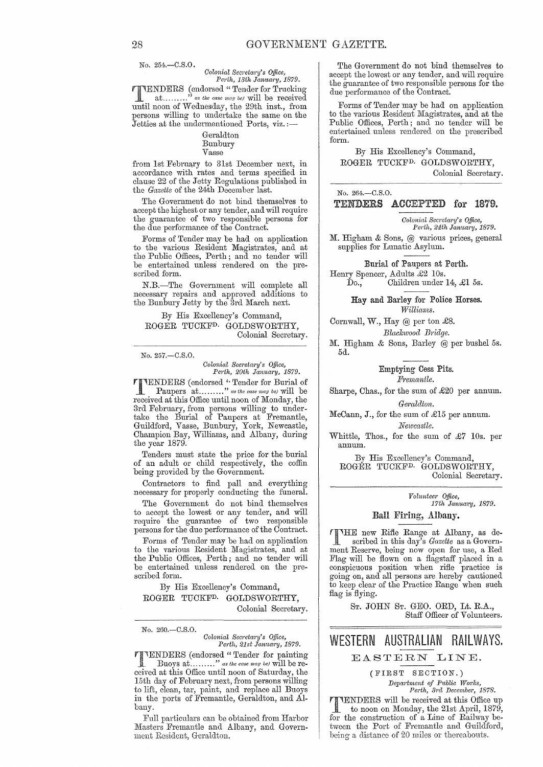No. 254.—C.S.O.

*Colonial Secretary's Office, Perth, 13th January, 1879.*

TENDERS (endorsed "Tender for Trucking at........." *as the case may be*) will be received until noon of Wednesday, the 29th inst., from persons willing to undertake the same on the Jetties at the undermentioned Ports, viz.:—

Geraldton
Bunbury
Vasse

from 1st February to 31st December next, in accordance with rates and terms specified in clause 22 of the Jetty Regulations published in the *Gazette* of the 24th December last.

The Government do not bind themselves to accept the highest or any tender, and will require the guarantee of two responsible persons for the due performance of the Contract.

Forms of Tender may be had on application to the various Resident Magistrates, and at the Public Offices, Perth; and no tender will be entertained unless rendered on the prescribed form.

N.B.—The Government will complete all necessary repairs and approved additions to the Bunbury Jetty by the 3rd March next.

By His Excellency's Command,
ROGER TUCKFD. GOLDSWORTHY,
Colonial Secretary.

---

No. 257.—C.S.O.

*Colonial Secretary's Office, Perth, 20th January, 1879.*

TENDERS (endorsed "Tender for Burial of Paupers at........." *as the case may be*) will be received at this Office until noon of Monday, the 3rd February, from persons willing to undertake the Burial of Paupers at Fremantle, Guildford, Vasse, Bunbury, York, Newcastle, Champion Bay, Williams, and Albany, during the year 1879.

Tenders must state the price for the burial of an adult or child respectively, the coffin being provided by the Government.

Contractors to find pall and everything necessary for properly conducting the funeral.

The Government do not bind themselves to accept the lowest or any tender, and will require the guarantee of two responsible persons for the due performance of the Contract.

Forms of Tender may be had on application to the various Resident Magistrates, and at the Public Offices, Perth; and no tender will be entertained unless rendered on the prescribed form.

By His Excellency's Command,
ROGER TUCKFD. GOLDSWORTHY,
Colonial Secretary.

---

No. 260.—C.S.O.

*Colonial Secretary's Office, Perth, 21st January, 1879.*

TENDERS (endorsed "Tender for painting Buoys at........." *as the case may be*) will be received at this Office until noon of Saturday, the 15th day of February next, from persons willing to lift, clean, tar, paint, and replace all Buoys in the ports of Fremantle, Geraldton, and Albany.

Full particulars can be obtained from Harbor Masters Fremantle and Albany, and Government Resident, Geraldton.

The Government do not bind themselves to accept the lowest or any tender, and will require the guarantee of two responsible persons for the due performance of the Contract.

Forms of Tender may be had on application to the various Resident Magistrates, and at the Public Offices, Perth; and no tender will be entertained unless rendered on the prescribed form.

By His Excellency's Command,
ROGER TUCKFD. GOLDSWORTHY,
Colonial Secretary.

---

No. 264.—C.S.O.

## TENDERS ACCEPTED for 1879.

*Colonial Secretary's Office, Perth, 24th January, 1879.*

M. Higham & Sons, @ various prices, general supplies for Lunatic Asylum.

**Burial of Paupers at Perth.**

Henry Spencer, Adults £2 10s.
Do., Children under 14, £1 5s.

**Hay and Barley for Police Horses.**

*Williams.*

Cornwall, W., Hay @ per ton £8.

*Blackwood Bridge.*

M. Higham & Sons, Barley @ per bushel 5s. 5d.

**Emptying Cess Pits.**

*Fremantle.*

Sharpe, Chas., for the sum of £20 per annum.

*Geraldton.*

McCann, J., for the sum of £15 per annum.

*Newcastle.*

Whittle, Thos., for the sum of £7 10s. per annum.

By His Excellency's Command,
ROGER TUCKFD. GOLDSWORTHY,
Colonial Secretary.

---

*Volunteer Office, 17th January, 1879.*

**Ball Firing, Albany.**

THE new Rifle Range at Albany, as described in this day's *Gazette* as a Government Reserve, being now open for use, a Red Flag will be flown on a flagstaff placed in a conspicuous position when rifle practice is going on, and all persons are hereby cautioned to keep clear of the Practice Range when such flag is flying.

ST. JOHN ST. GEO. ORD, Lt. R.A.,
Staff Officer of Volunteers.

---

# WESTERN AUSTRALIAN RAILWAYS.

## EASTERN LINE.

(FIRST SECTION.)

*Department of Public Works, Perth, 3rd December, 1878.*

TENDERS will be received at this Office up to noon on Monday, the 21st April, 1879, for the construction of a Line of Railway between the Port of Fremantle and Guildford, being a distance of 20 miles or thereabouts.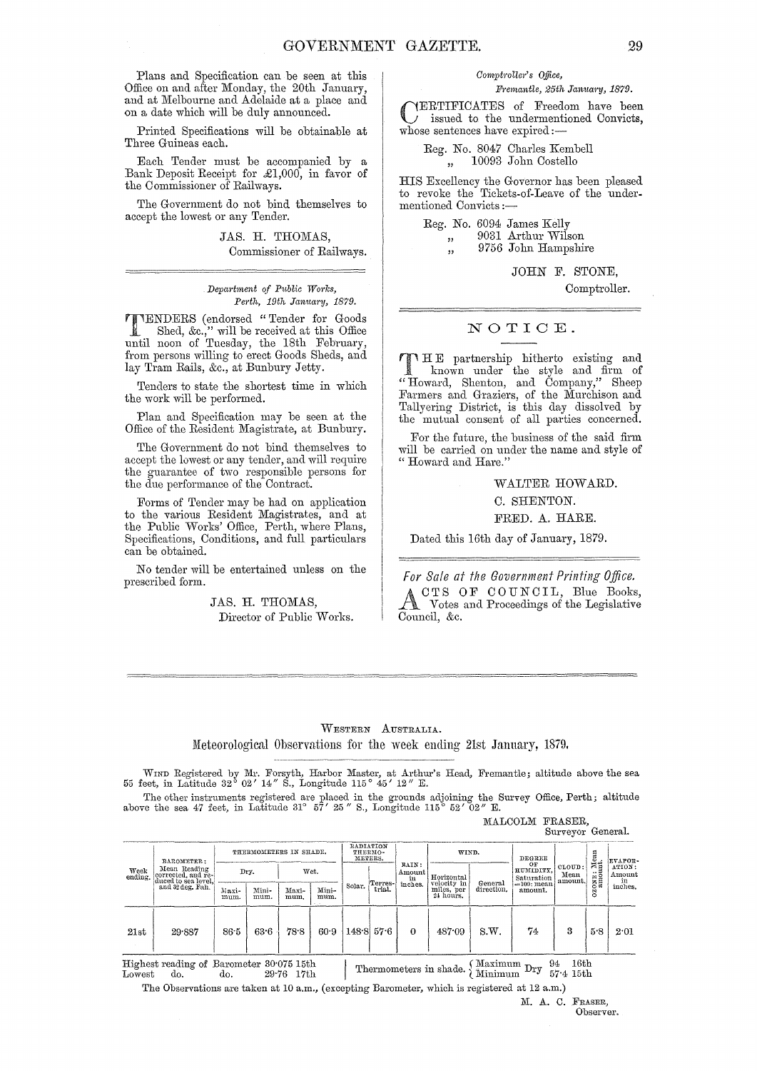Plans and Specification can be seen at this Office on and after Monday, the 20th January, and at Melbourne and Adelaide at a place and on a date which will be duly announced.

Printed Specifications will be obtainable at Three Guineas each.

Each Tender must be accompanied by a Bank Deposit Receipt for £1,000, in favor of the Commissioner of Railways.

The Government do not bind themselves to accept the lowest or any Tender.

JAS. H. THOMAS,
Commissioner of Railways.

---

*Department of Public Works,*
*Perth, 19th January, 1879.*

TENDERS (endorsed "Tender for Goods Shed, &c.," will be received at this Office until noon of Tuesday, the 18th February, from persons willing to erect Goods Sheds, and lay Tram Rails, &c., at Bunbury Jetty.

Tenders to state the shortest time in which the work will be performed.

Plan and Specification may be seen at the Office of the Resident Magistrate, at Bunbury.

The Government do not bind themselves to accept the lowest or any tender, and will require the guarantee of two responsible persons for the due performance of the Contract.

Forms of Tender may be had on application to the various Resident Magistrates, and at the Public Works' Office, Perth, where Plans, Specifications, Conditions, and full particulars can be obtained.

No tender will be entertained unless on the prescribed form.

JAS. H. THOMAS,
Director of Public Works.

---

*Comptroller's Office,*
*Fremantle, 25th January, 1879.*

CERTIFICATES of Freedom have been issued to the undermentioned Convicts, whose sentences have expired:—

Reg. No. 8047 Charles Kembell
" 10093 John Costello

HIS Excellency the Governor has been pleased to revoke the Tickets-of-Leave of the undermentioned Convicts:—

Reg. No. 6094 James Kelly
" 9031 Arthur Wilson
" 9756 John Hampshire

JOHN F. STONE,
Comptroller.

---

## NOTICE.

THE partnership hitherto existing and known under the style and firm of "Howard, Shenton, and Company," Sheep Farmers and Graziers, of the Murchison and Tallyering District, is this day dissolved by the mutual consent of all parties concerned.

For the future, the business of the said firm will be carried on under the name and style of "Howard and Hare."

WALTER HOWARD.
C. SHENTON.
FRED. A. HARE.

Dated this 16th day of January, 1879.

---

*For Sale at the Government Printing Office.*

ACTS OF COUNCIL, Blue Books, Votes and Proceedings of the Legislative Council, &c.

---

## WESTERN AUSTRALIA.
### Meteorological Observations for the week ending 21st January, 1879.

WIND Registered by Mr. Forsyth, Harbor Master, at Arthur's Head, Fremantle; altitude above the sea 55 feet, in Latitude 32° 02′ 14″ S., Longitude 115° 45′ 12″ E.

The other instruments registered are placed in the grounds adjoining the Survey Office, Perth; altitude above the sea 47 feet, in Latitude 31° 57′ 25″ S., Longitude 115° 52′ 02″ E.

MALCOLM FRASER,
Surveyor General.

| Week ending. | BAROMETER: Mean Reading corrected, and reduced to sea level, and 32 deg. Fah. | THERMOMETERS IN SHADE. Dry. Maximum. | Dry. Minimum. | Wet. Maximum. | Wet. Minimum. | RADIATION THERMOMETERS. Solar. | Terrestrial. | RAIN: Amount in inches. | WIND. Horizontal velocity in miles, per 24 hours. | WIND. General direction. | DEGREE OF HUMIDITY, Saturation =100: mean amount. | CLOUD: Mean amount. | OZONE: Mean amount. | EVAPORATION: Amount in inches. |
|---|---|---|---|---|---|---|---|---|---|---|---|---|---|---|
| 21st | 29·887 | 86·5 | 63·6 | 78·8 | 60·9 | 148·8 | 57·6 | 0 | 487·09 | S.W. | 74 | 3 | 5·8 | 2·01 |

Highest reading of Barometer 30·075 15th
Lowest do. do. 29·76 17th

Thermometers in shade. { Maximum Dry 94 16th; Minimum Dry 57·4 15th }

The Observations are taken at 10 a.m., (excepting Barometer, which is registered at 12 a.m.)

M. A. C. FRASER,
Observer.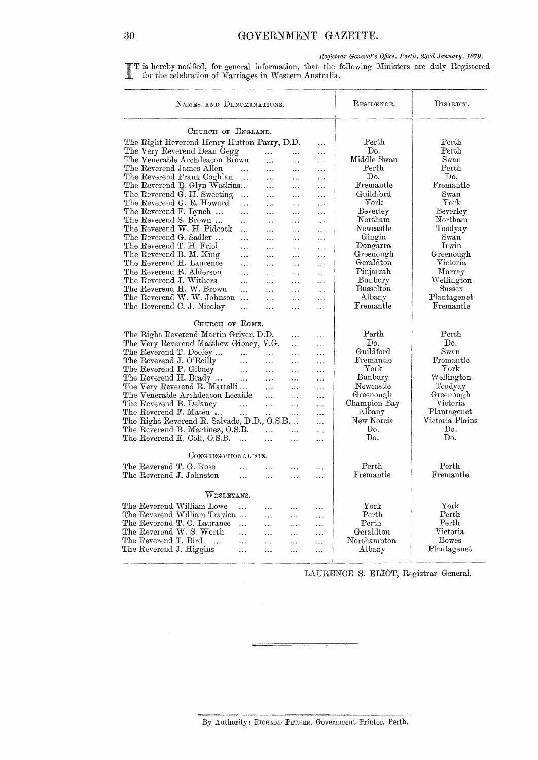*Registrar General's Office, Perth, 23rd January, 1879.*

IT is hereby notified, for general information, that the following Ministers are duly Registered for the celebration of Marriages in Western Australia.

| Names and Denominations. | Residence. | District. |
|---|---|---|
| **Church of England.** | | |
| The Right Reverend Henry Hutton Parry, D.D. | Perth | Perth |
| The Very Reverend Dean Gegg | Do. | Perth |
| The Venerable Archdeacon Brown | Middle Swan | Swan |
| The Reverend James Allen | Perth | Perth |
| The Reverend Frank Coghlan | Do. | Do. |
| The Reverend D. Glyn Watkins | Fremantle | Fremantle |
| The Reverend G. H. Sweeting | Guildford | Swan |
| The Reverend G. R. Howard | York | York |
| The Reverend F. Lynch | Beverley | Beverley |
| The Reverend S. Brown | Northam | Northam |
| The Reverend W. H. Pidcock | Newcastle | Toodyay |
| The Reverend G. Sadler | Gingin | Swan |
| The Reverend T. H. Friel | Dongarra | Irwin |
| The Reverend B. M. King | Greenough | Greenough |
| The Reverend H. Laurence | Geraldton | Victoria |
| The Reverend R. Alderson | Pinjarrah | Murray |
| The Reverend J. Withers | Bunbury | Wellington |
| The Reverend H. W. Brown | Busselton | Sussex |
| The Reverend W. W. Johnson | Albany | Plantagenet |
| The Reverend C. J. Nicolay | Fremantle | Fremantle |
| **Church of Rome.** | | |
| The Right Reverend Martin Griver, D.D. | Perth | Perth |
| The Very Reverend Matthew Gibney, V.G. | Do. | Do. |
| The Reverend T. Dooley | Guildford | Swan |
| The Reverend J. O'Reilly | Fremantle | Fremantle |
| The Reverend P. Gibney | York | York |
| The Reverend H. Brady | Bunbury | Wellington |
| The Very Reverend R. Martelli | Newcastle | Toodyay |
| The Venerable Archdeacon Lecaille | Greenough | Greenough |
| The Reverend B. Delaney | Champion Bay | Victoria |
| The Reverend F. Matéu | Albany | Plantagenet |
| The Right Reverend R. Salvado, D.D., O.S.B. | New Norcia | Victoria Plains |
| The Reverend B. Martinez, O.S.B. | Do. | Do. |
| The Reverend E. Coll, O.S.B. | Do. | Do. |
| **Congregationalists.** | | |
| The Reverend T. G. Rose | Perth | Perth |
| The Reverend J. Johnston | Fremantle | Fremantle |
| **Wesleyans.** | | |
| The Reverend William Lowe | York | York |
| The Reverend William Traylen | Perth | Perth |
| The Reverend T. C. Laurance | Perth | Perth |
| The Reverend W. S. Worth | Geraldton | Victoria |
| The Reverend T. Bird | Northampton | Bowes |
| The Reverend J. Higgins | Albany | Plantagenet |

LAURENCE S. ELIOT, Registrar General.

By Authority: Richard Pether, Government Printer, Perth.